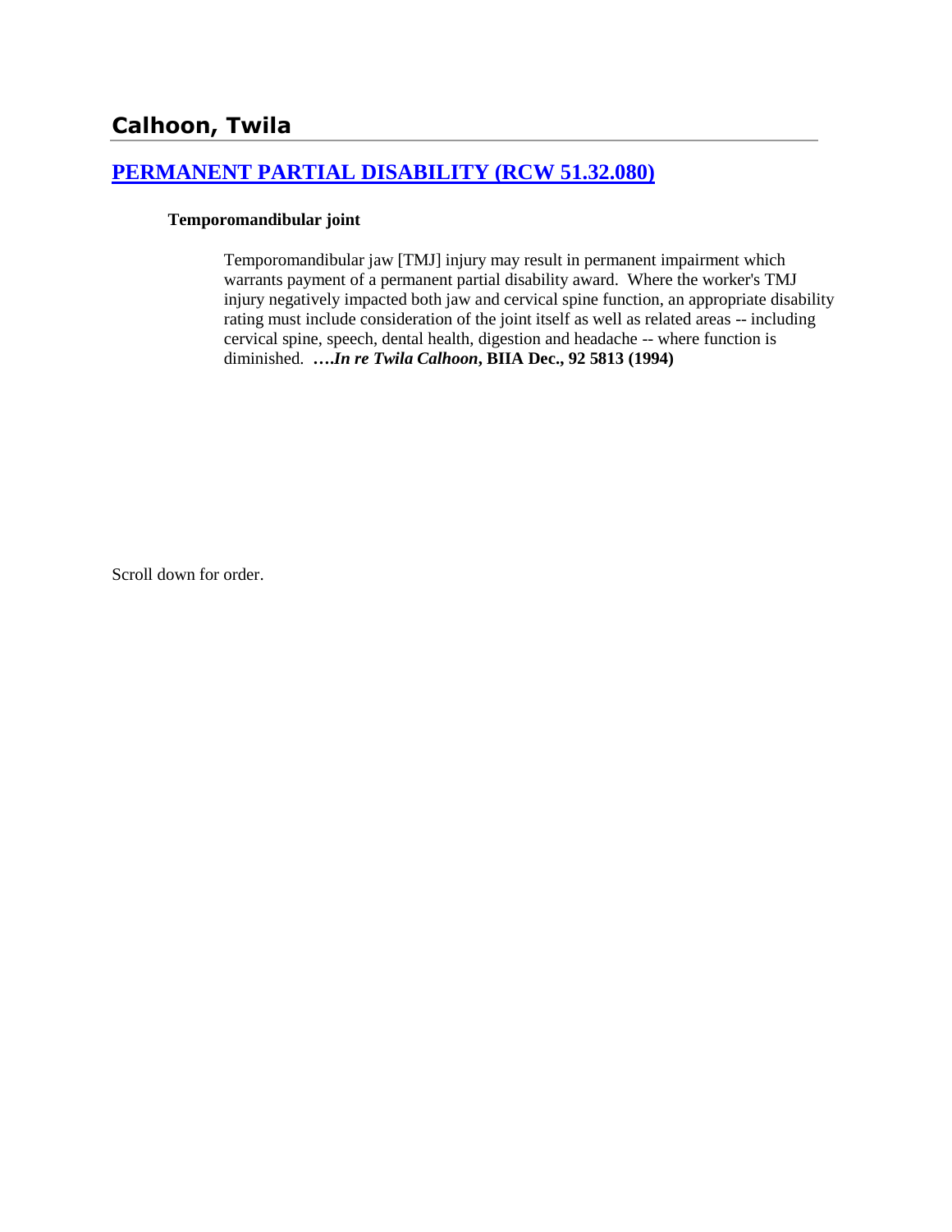## Calhoon, Twila

### [PERMANENT PARTIAL DISABILITY (RCW 51.32.080)]

**Temporomandibular joint**

Temporomandibular jaw [TMJ] injury may result in permanent impairment which warrants payment of a permanent partial disability award. Where the worker's TMJ injury negatively impacted both jaw and cervical spine function, an appropriate disability rating must include consideration of the joint itself as well as related areas -- including cervical spine, speech, dental health, digestion and headache -- where function is diminished. **….*In re Twila Calhoon*, BIIA Dec., 92 5813 (1994)**

Scroll down for order.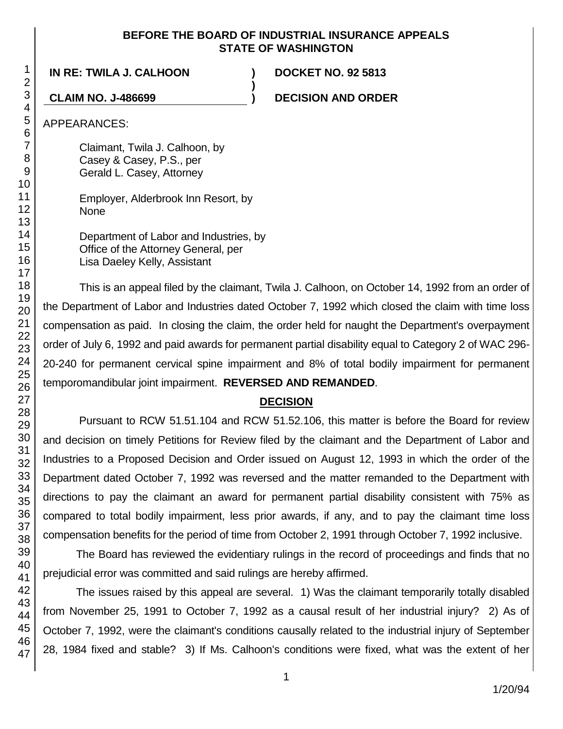**BEFORE THE BOARD OF INDUSTRIAL INSURANCE APPEALS**
**STATE OF WASHINGTON**

| | | |
|---|---|---|
| **IN RE: TWILA J. CALHOON** | **)** | **DOCKET NO. 92 5813** |
| | **)** | |
| **CLAIM NO. J-486699** | **)** | **DECISION AND ORDER** |

APPEARANCES:

Claimant, Twila J. Calhoon, by
Casey & Casey, P.S., per
Gerald L. Casey, Attorney

Employer, Alderbrook Inn Resort, by
None

Department of Labor and Industries, by
Office of the Attorney General, per
Lisa Daeley Kelly, Assistant

This is an appeal filed by the claimant, Twila J. Calhoon, on October 14, 1992 from an order of the Department of Labor and Industries dated October 7, 1992 which closed the claim with time loss compensation as paid. In closing the claim, the order held for naught the Department's overpayment order of July 6, 1992 and paid awards for permanent partial disability equal to Category 2 of WAC 296-20-240 for permanent cervical spine impairment and 8% of total bodily impairment for permanent temporomandibular joint impairment. **REVERSED AND REMANDED**.

## DECISION

Pursuant to RCW 51.51.104 and RCW 51.52.106, this matter is before the Board for review and decision on timely Petitions for Review filed by the claimant and the Department of Labor and Industries to a Proposed Decision and Order issued on August 12, 1993 in which the order of the Department dated October 7, 1992 was reversed and the matter remanded to the Department with directions to pay the claimant an award for permanent partial disability consistent with 75% as compared to total bodily impairment, less prior awards, if any, and to pay the claimant time loss compensation benefits for the period of time from October 2, 1991 through October 7, 1992 inclusive.

The Board has reviewed the evidentiary rulings in the record of proceedings and finds that no prejudicial error was committed and said rulings are hereby affirmed.

The issues raised by this appeal are several. 1) Was the claimant temporarily totally disabled from November 25, 1991 to October 7, 1992 as a causal result of her industrial injury? 2) As of October 7, 1992, were the claimant's conditions causally related to the industrial injury of September 28, 1984 fixed and stable? 3) If Ms. Calhoon's conditions were fixed, what was the extent of her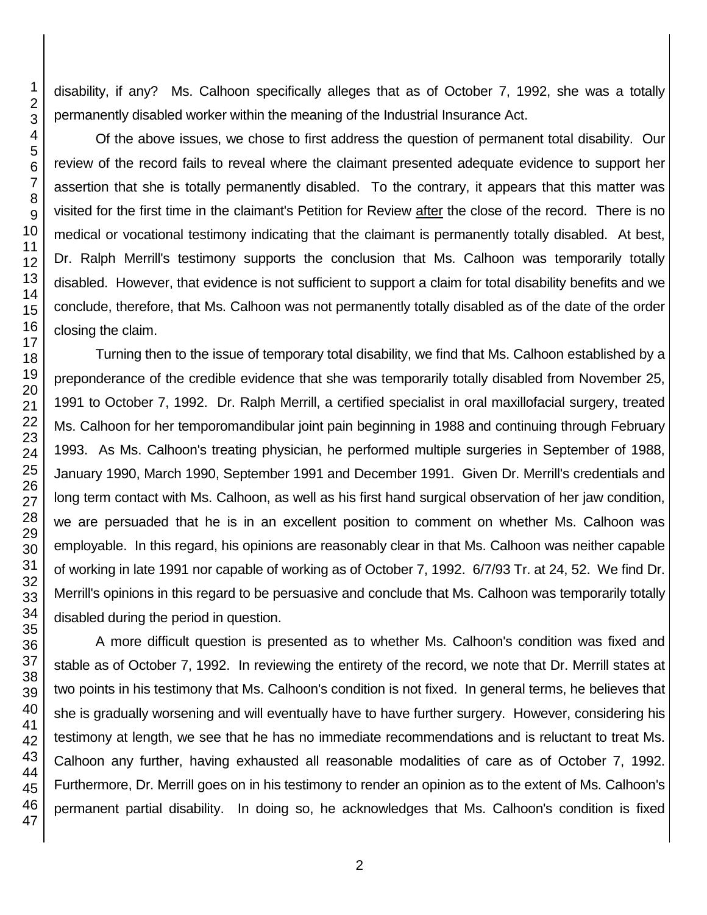disability, if any? Ms. Calhoon specifically alleges that as of October 7, 1992, she was a totally permanently disabled worker within the meaning of the Industrial Insurance Act.

Of the above issues, we chose to first address the question of permanent total disability. Our review of the record fails to reveal where the claimant presented adequate evidence to support her assertion that she is totally permanently disabled. To the contrary, it appears that this matter was visited for the first time in the claimant's Petition for Review after the close of the record. There is no medical or vocational testimony indicating that the claimant is permanently totally disabled. At best, Dr. Ralph Merrill's testimony supports the conclusion that Ms. Calhoon was temporarily totally disabled. However, that evidence is not sufficient to support a claim for total disability benefits and we conclude, therefore, that Ms. Calhoon was not permanently totally disabled as of the date of the order closing the claim.

Turning then to the issue of temporary total disability, we find that Ms. Calhoon established by a preponderance of the credible evidence that she was temporarily totally disabled from November 25, 1991 to October 7, 1992. Dr. Ralph Merrill, a certified specialist in oral maxillofacial surgery, treated Ms. Calhoon for her temporomandibular joint pain beginning in 1988 and continuing through February 1993. As Ms. Calhoon's treating physician, he performed multiple surgeries in September of 1988, January 1990, March 1990, September 1991 and December 1991. Given Dr. Merrill's credentials and long term contact with Ms. Calhoon, as well as his first hand surgical observation of her jaw condition, we are persuaded that he is in an excellent position to comment on whether Ms. Calhoon was employable. In this regard, his opinions are reasonably clear in that Ms. Calhoon was neither capable of working in late 1991 nor capable of working as of October 7, 1992. 6/7/93 Tr. at 24, 52. We find Dr. Merrill's opinions in this regard to be persuasive and conclude that Ms. Calhoon was temporarily totally disabled during the period in question.

A more difficult question is presented as to whether Ms. Calhoon's condition was fixed and stable as of October 7, 1992. In reviewing the entirety of the record, we note that Dr. Merrill states at two points in his testimony that Ms. Calhoon's condition is not fixed. In general terms, he believes that she is gradually worsening and will eventually have to have further surgery. However, considering his testimony at length, we see that he has no immediate recommendations and is reluctant to treat Ms. Calhoon any further, having exhausted all reasonable modalities of care as of October 7, 1992. Furthermore, Dr. Merrill goes on in his testimony to render an opinion as to the extent of Ms. Calhoon's permanent partial disability. In doing so, he acknowledges that Ms. Calhoon's condition is fixed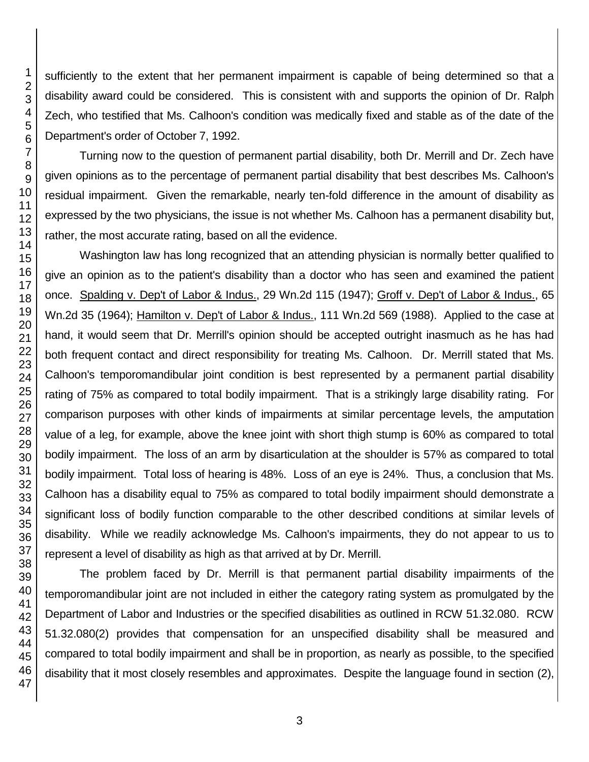sufficiently to the extent that her permanent impairment is capable of being determined so that a disability award could be considered. This is consistent with and supports the opinion of Dr. Ralph Zech, who testified that Ms. Calhoon's condition was medically fixed and stable as of the date of the Department's order of October 7, 1992.

Turning now to the question of permanent partial disability, both Dr. Merrill and Dr. Zech have given opinions as to the percentage of permanent partial disability that best describes Ms. Calhoon's residual impairment. Given the remarkable, nearly ten-fold difference in the amount of disability as expressed by the two physicians, the issue is not whether Ms. Calhoon has a permanent disability but, rather, the most accurate rating, based on all the evidence.

Washington law has long recognized that an attending physician is normally better qualified to give an opinion as to the patient's disability than a doctor who has seen and examined the patient once. Spalding v. Dep't of Labor & Indus., 29 Wn.2d 115 (1947); Groff v. Dep't of Labor & Indus., 65 Wn.2d 35 (1964); Hamilton v. Dep't of Labor & Indus., 111 Wn.2d 569 (1988). Applied to the case at hand, it would seem that Dr. Merrill's opinion should be accepted outright inasmuch as he has had both frequent contact and direct responsibility for treating Ms. Calhoon. Dr. Merrill stated that Ms. Calhoon's temporomandibular joint condition is best represented by a permanent partial disability rating of 75% as compared to total bodily impairment. That is a strikingly large disability rating. For comparison purposes with other kinds of impairments at similar percentage levels, the amputation value of a leg, for example, above the knee joint with short thigh stump is 60% as compared to total bodily impairment. The loss of an arm by disarticulation at the shoulder is 57% as compared to total bodily impairment. Total loss of hearing is 48%. Loss of an eye is 24%. Thus, a conclusion that Ms. Calhoon has a disability equal to 75% as compared to total bodily impairment should demonstrate a significant loss of bodily function comparable to the other described conditions at similar levels of disability. While we readily acknowledge Ms. Calhoon's impairments, they do not appear to us to represent a level of disability as high as that arrived at by Dr. Merrill.

The problem faced by Dr. Merrill is that permanent partial disability impairments of the temporomandibular joint are not included in either the category rating system as promulgated by the Department of Labor and Industries or the specified disabilities as outlined in RCW 51.32.080. RCW 51.32.080(2) provides that compensation for an unspecified disability shall be measured and compared to total bodily impairment and shall be in proportion, as nearly as possible, to the specified disability that it most closely resembles and approximates. Despite the language found in section (2),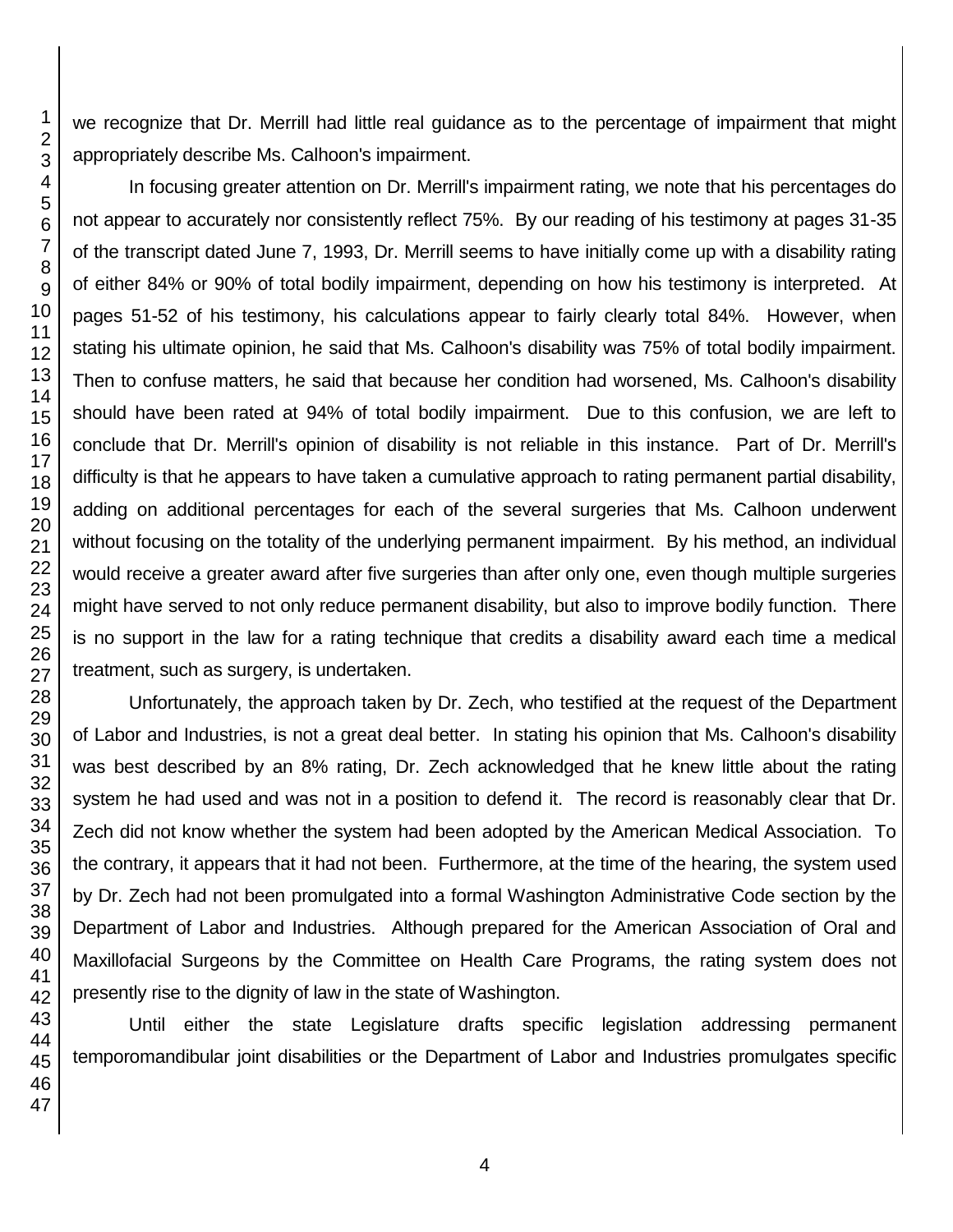we recognize that Dr. Merrill had little real guidance as to the percentage of impairment that might appropriately describe Ms. Calhoon's impairment.

In focusing greater attention on Dr. Merrill's impairment rating, we note that his percentages do not appear to accurately nor consistently reflect 75%. By our reading of his testimony at pages 31-35 of the transcript dated June 7, 1993, Dr. Merrill seems to have initially come up with a disability rating of either 84% or 90% of total bodily impairment, depending on how his testimony is interpreted. At pages 51-52 of his testimony, his calculations appear to fairly clearly total 84%. However, when stating his ultimate opinion, he said that Ms. Calhoon's disability was 75% of total bodily impairment. Then to confuse matters, he said that because her condition had worsened, Ms. Calhoon's disability should have been rated at 94% of total bodily impairment. Due to this confusion, we are left to conclude that Dr. Merrill's opinion of disability is not reliable in this instance. Part of Dr. Merrill's difficulty is that he appears to have taken a cumulative approach to rating permanent partial disability, adding on additional percentages for each of the several surgeries that Ms. Calhoon underwent without focusing on the totality of the underlying permanent impairment. By his method, an individual would receive a greater award after five surgeries than after only one, even though multiple surgeries might have served to not only reduce permanent disability, but also to improve bodily function. There is no support in the law for a rating technique that credits a disability award each time a medical treatment, such as surgery, is undertaken.

Unfortunately, the approach taken by Dr. Zech, who testified at the request of the Department of Labor and Industries, is not a great deal better. In stating his opinion that Ms. Calhoon's disability was best described by an 8% rating, Dr. Zech acknowledged that he knew little about the rating system he had used and was not in a position to defend it. The record is reasonably clear that Dr. Zech did not know whether the system had been adopted by the American Medical Association. To the contrary, it appears that it had not been. Furthermore, at the time of the hearing, the system used by Dr. Zech had not been promulgated into a formal Washington Administrative Code section by the Department of Labor and Industries. Although prepared for the American Association of Oral and Maxillofacial Surgeons by the Committee on Health Care Programs, the rating system does not presently rise to the dignity of law in the state of Washington.

Until either the state Legislature drafts specific legislation addressing permanent temporomandibular joint disabilities or the Department of Labor and Industries promulgates specific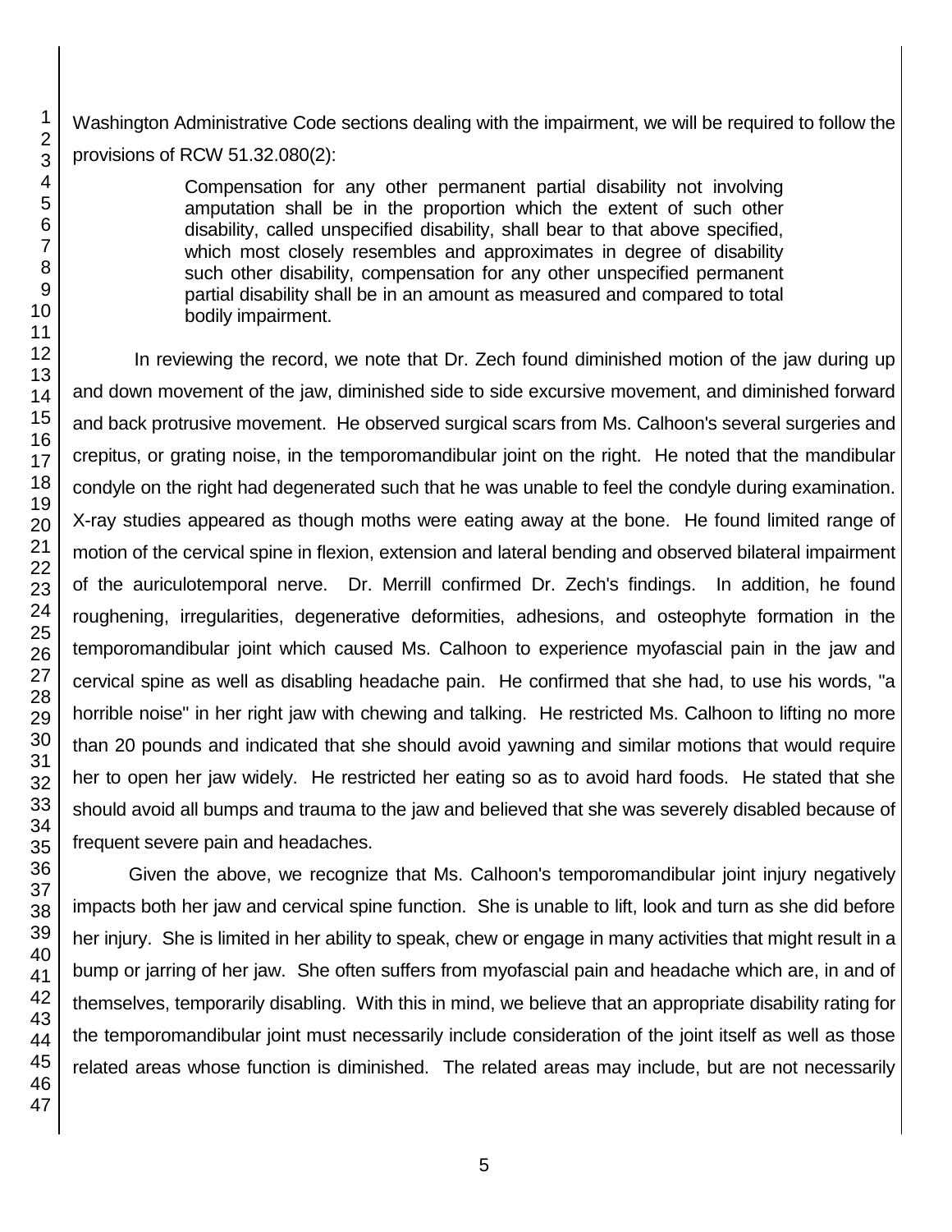Washington Administrative Code sections dealing with the impairment, we will be required to follow the provisions of RCW 51.32.080(2):

> Compensation for any other permanent partial disability not involving amputation shall be in the proportion which the extent of such other disability, called unspecified disability, shall bear to that above specified, which most closely resembles and approximates in degree of disability such other disability, compensation for any other unspecified permanent partial disability shall be in an amount as measured and compared to total bodily impairment.

In reviewing the record, we note that Dr. Zech found diminished motion of the jaw during up and down movement of the jaw, diminished side to side excursive movement, and diminished forward and back protrusive movement. He observed surgical scars from Ms. Calhoon's several surgeries and crepitus, or grating noise, in the temporomandibular joint on the right. He noted that the mandibular condyle on the right had degenerated such that he was unable to feel the condyle during examination. X-ray studies appeared as though moths were eating away at the bone. He found limited range of motion of the cervical spine in flexion, extension and lateral bending and observed bilateral impairment of the auriculotemporal nerve. Dr. Merrill confirmed Dr. Zech's findings. In addition, he found roughening, irregularities, degenerative deformities, adhesions, and osteophyte formation in the temporomandibular joint which caused Ms. Calhoon to experience myofascial pain in the jaw and cervical spine as well as disabling headache pain. He confirmed that she had, to use his words, "a horrible noise" in her right jaw with chewing and talking. He restricted Ms. Calhoon to lifting no more than 20 pounds and indicated that she should avoid yawning and similar motions that would require her to open her jaw widely. He restricted her eating so as to avoid hard foods. He stated that she should avoid all bumps and trauma to the jaw and believed that she was severely disabled because of frequent severe pain and headaches.

Given the above, we recognize that Ms. Calhoon's temporomandibular joint injury negatively impacts both her jaw and cervical spine function. She is unable to lift, look and turn as she did before her injury. She is limited in her ability to speak, chew or engage in many activities that might result in a bump or jarring of her jaw. She often suffers from myofascial pain and headache which are, in and of themselves, temporarily disabling. With this in mind, we believe that an appropriate disability rating for the temporomandibular joint must necessarily include consideration of the joint itself as well as those related areas whose function is diminished. The related areas may include, but are not necessarily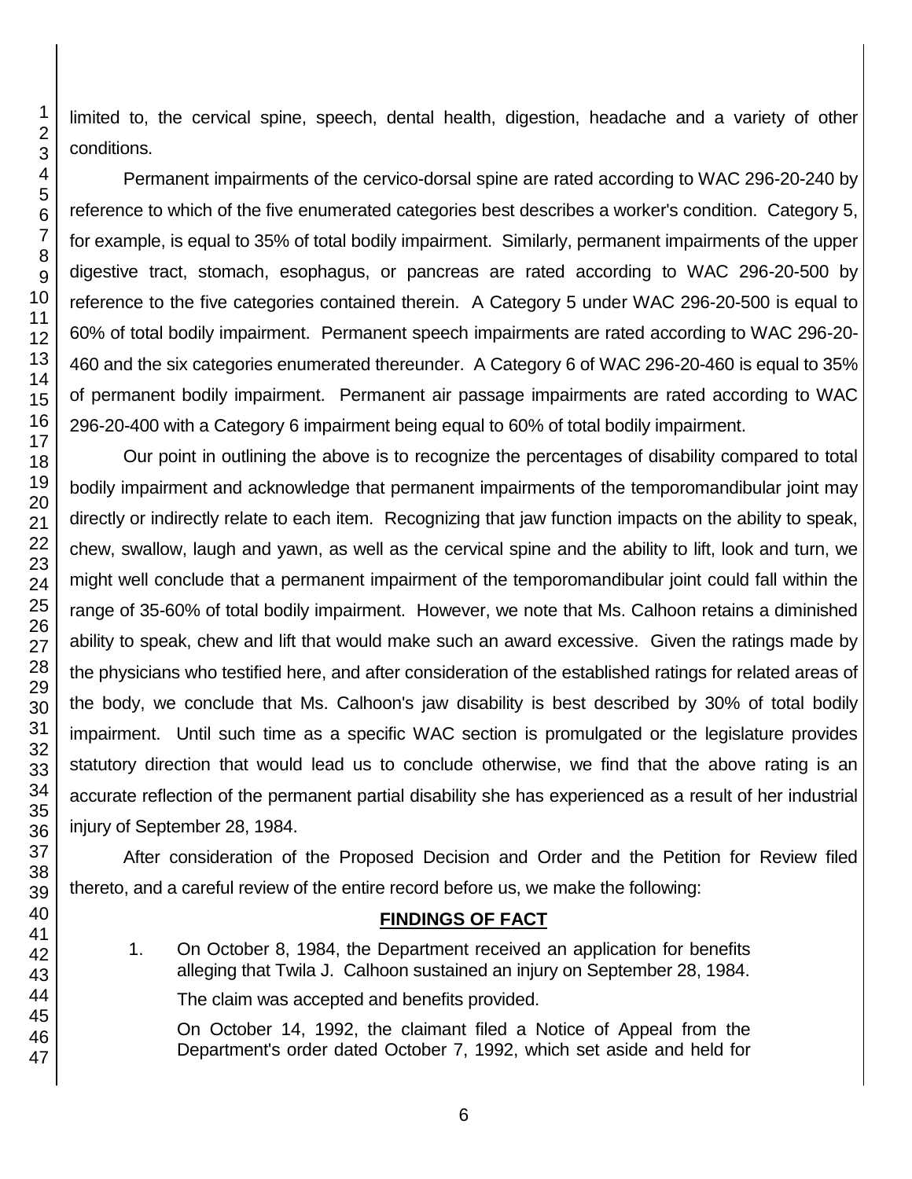limited to, the cervical spine, speech, dental health, digestion, headache and a variety of other conditions.

Permanent impairments of the cervico-dorsal spine are rated according to WAC 296-20-240 by reference to which of the five enumerated categories best describes a worker's condition. Category 5, for example, is equal to 35% of total bodily impairment. Similarly, permanent impairments of the upper digestive tract, stomach, esophagus, or pancreas are rated according to WAC 296-20-500 by reference to the five categories contained therein. A Category 5 under WAC 296-20-500 is equal to 60% of total bodily impairment. Permanent speech impairments are rated according to WAC 296-20-460 and the six categories enumerated thereunder. A Category 6 of WAC 296-20-460 is equal to 35% of permanent bodily impairment. Permanent air passage impairments are rated according to WAC 296-20-400 with a Category 6 impairment being equal to 60% of total bodily impairment.

Our point in outlining the above is to recognize the percentages of disability compared to total bodily impairment and acknowledge that permanent impairments of the temporomandibular joint may directly or indirectly relate to each item. Recognizing that jaw function impacts on the ability to speak, chew, swallow, laugh and yawn, as well as the cervical spine and the ability to lift, look and turn, we might well conclude that a permanent impairment of the temporomandibular joint could fall within the range of 35-60% of total bodily impairment. However, we note that Ms. Calhoon retains a diminished ability to speak, chew and lift that would make such an award excessive. Given the ratings made by the physicians who testified here, and after consideration of the established ratings for related areas of the body, we conclude that Ms. Calhoon's jaw disability is best described by 30% of total bodily impairment. Until such time as a specific WAC section is promulgated or the legislature provides statutory direction that would lead us to conclude otherwise, we find that the above rating is an accurate reflection of the permanent partial disability she has experienced as a result of her industrial injury of September 28, 1984.

After consideration of the Proposed Decision and Order and the Petition for Review filed thereto, and a careful review of the entire record before us, we make the following:

## FINDINGS OF FACT

1. On October 8, 1984, the Department received an application for benefits alleging that Twila J. Calhoon sustained an injury on September 28, 1984.

   The claim was accepted and benefits provided.

   On October 14, 1992, the claimant filed a Notice of Appeal from the Department's order dated October 7, 1992, which set aside and held for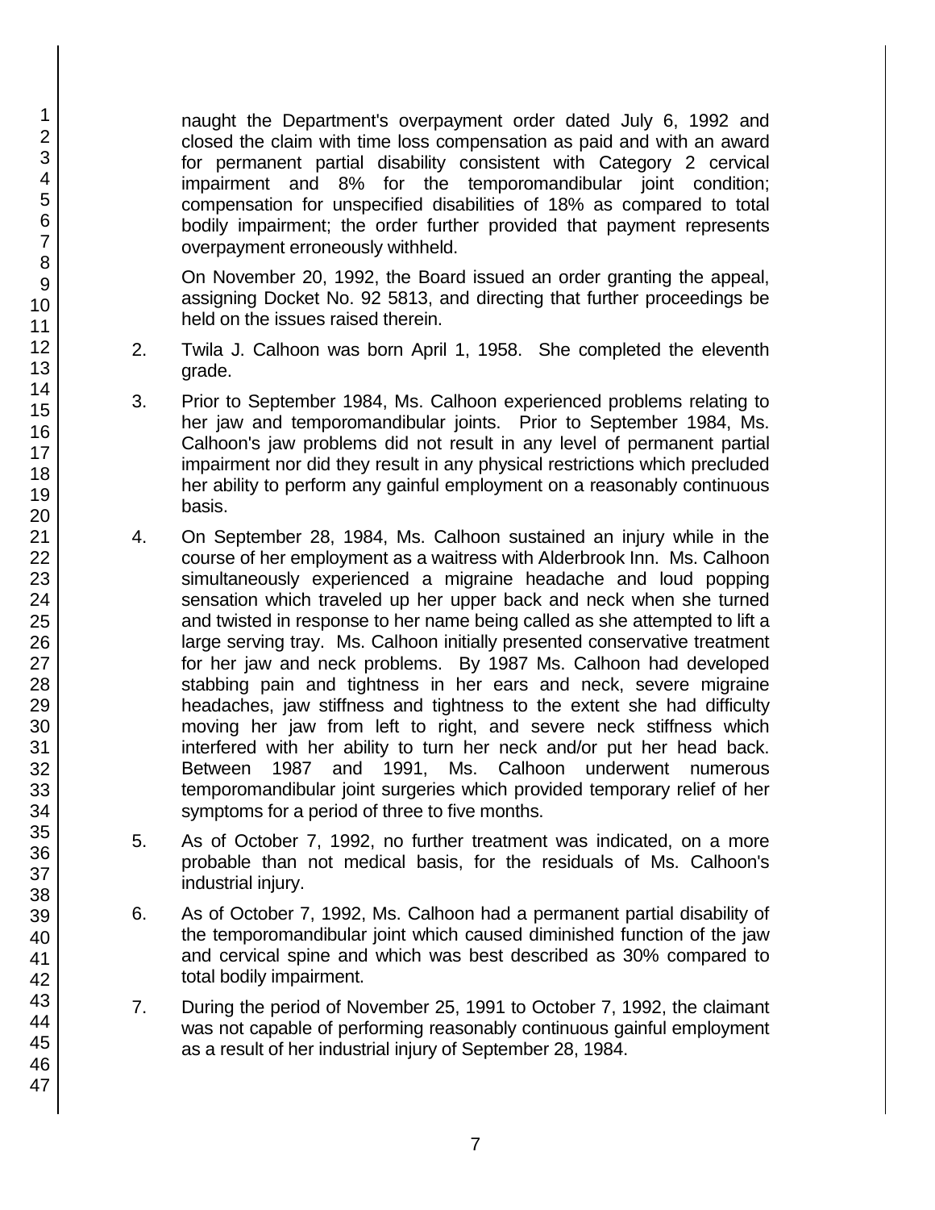naught the Department's overpayment order dated July 6, 1992 and closed the claim with time loss compensation as paid and with an award for permanent partial disability consistent with Category 2 cervical impairment and 8% for the temporomandibular joint condition; compensation for unspecified disabilities of 18% as compared to total bodily impairment; the order further provided that payment represents overpayment erroneously withheld.

On November 20, 1992, the Board issued an order granting the appeal, assigning Docket No. 92 5813, and directing that further proceedings be held on the issues raised therein.

2. Twila J. Calhoon was born April 1, 1958. She completed the eleventh grade.

3. Prior to September 1984, Ms. Calhoon experienced problems relating to her jaw and temporomandibular joints. Prior to September 1984, Ms. Calhoon's jaw problems did not result in any level of permanent partial impairment nor did they result in any physical restrictions which precluded her ability to perform any gainful employment on a reasonably continuous basis.

4. On September 28, 1984, Ms. Calhoon sustained an injury while in the course of her employment as a waitress with Alderbrook Inn. Ms. Calhoon simultaneously experienced a migraine headache and loud popping sensation which traveled up her upper back and neck when she turned and twisted in response to her name being called as she attempted to lift a large serving tray. Ms. Calhoon initially presented conservative treatment for her jaw and neck problems. By 1987 Ms. Calhoon had developed stabbing pain and tightness in her ears and neck, severe migraine headaches, jaw stiffness and tightness to the extent she had difficulty moving her jaw from left to right, and severe neck stiffness which interfered with her ability to turn her neck and/or put her head back. Between 1987 and 1991, Ms. Calhoon underwent numerous temporomandibular joint surgeries which provided temporary relief of her symptoms for a period of three to five months.

5. As of October 7, 1992, no further treatment was indicated, on a more probable than not medical basis, for the residuals of Ms. Calhoon's industrial injury.

6. As of October 7, 1992, Ms. Calhoon had a permanent partial disability of the temporomandibular joint which caused diminished function of the jaw and cervical spine and which was best described as 30% compared to total bodily impairment.

7. During the period of November 25, 1991 to October 7, 1992, the claimant was not capable of performing reasonably continuous gainful employment as a result of her industrial injury of September 28, 1984.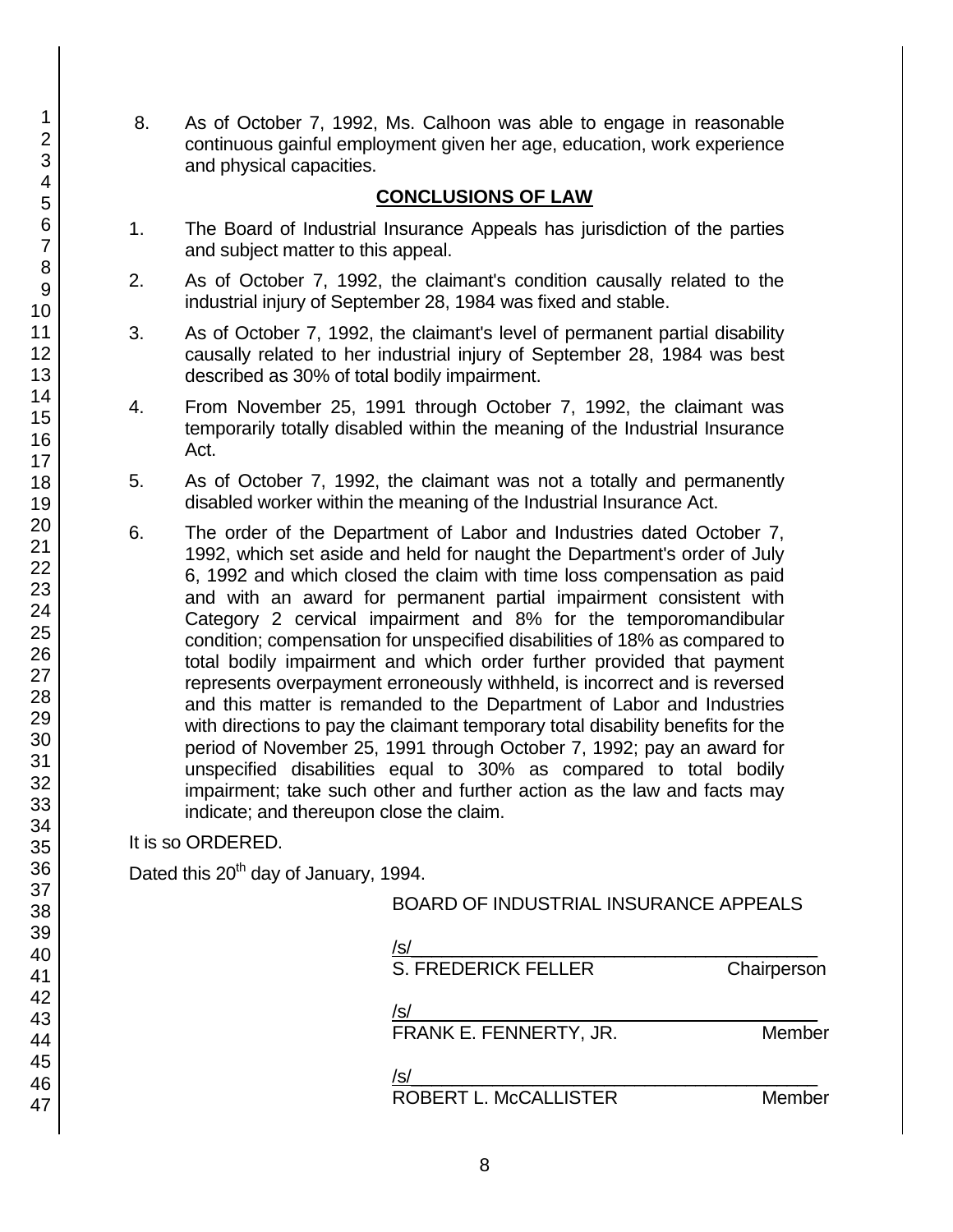8. As of October 7, 1992, Ms. Calhoon was able to engage in reasonable continuous gainful employment given her age, education, work experience and physical capacities.

## CONCLUSIONS OF LAW

1. The Board of Industrial Insurance Appeals has jurisdiction of the parties and subject matter to this appeal.

2. As of October 7, 1992, the claimant's condition causally related to the industrial injury of September 28, 1984 was fixed and stable.

3. As of October 7, 1992, the claimant's level of permanent partial disability causally related to her industrial injury of September 28, 1984 was best described as 30% of total bodily impairment.

4. From November 25, 1991 through October 7, 1992, the claimant was temporarily totally disabled within the meaning of the Industrial Insurance Act.

5. As of October 7, 1992, the claimant was not a totally and permanently disabled worker within the meaning of the Industrial Insurance Act.

6. The order of the Department of Labor and Industries dated October 7, 1992, which set aside and held for naught the Department's order of July 6, 1992 and which closed the claim with time loss compensation as paid and with an award for permanent partial impairment consistent with Category 2 cervical impairment and 8% for the temporomandibular condition; compensation for unspecified disabilities of 18% as compared to total bodily impairment and which order further provided that payment represents overpayment erroneously withheld, is incorrect and is reversed and this matter is remanded to the Department of Labor and Industries with directions to pay the claimant temporary total disability benefits for the period of November 25, 1991 through October 7, 1992; pay an award for unspecified disabilities equal to 30% as compared to total bodily impairment; take such other and further action as the law and facts may indicate; and thereupon close the claim.

It is so ORDERED.

Dated this 20th day of January, 1994.

BOARD OF INDUSTRIAL INSURANCE APPEALS

/s/
S. FREDERICK FELLER, Chairperson

/s/
FRANK E. FENNERTY, JR., Member

/s/
ROBERT L. McCALLISTER, Member